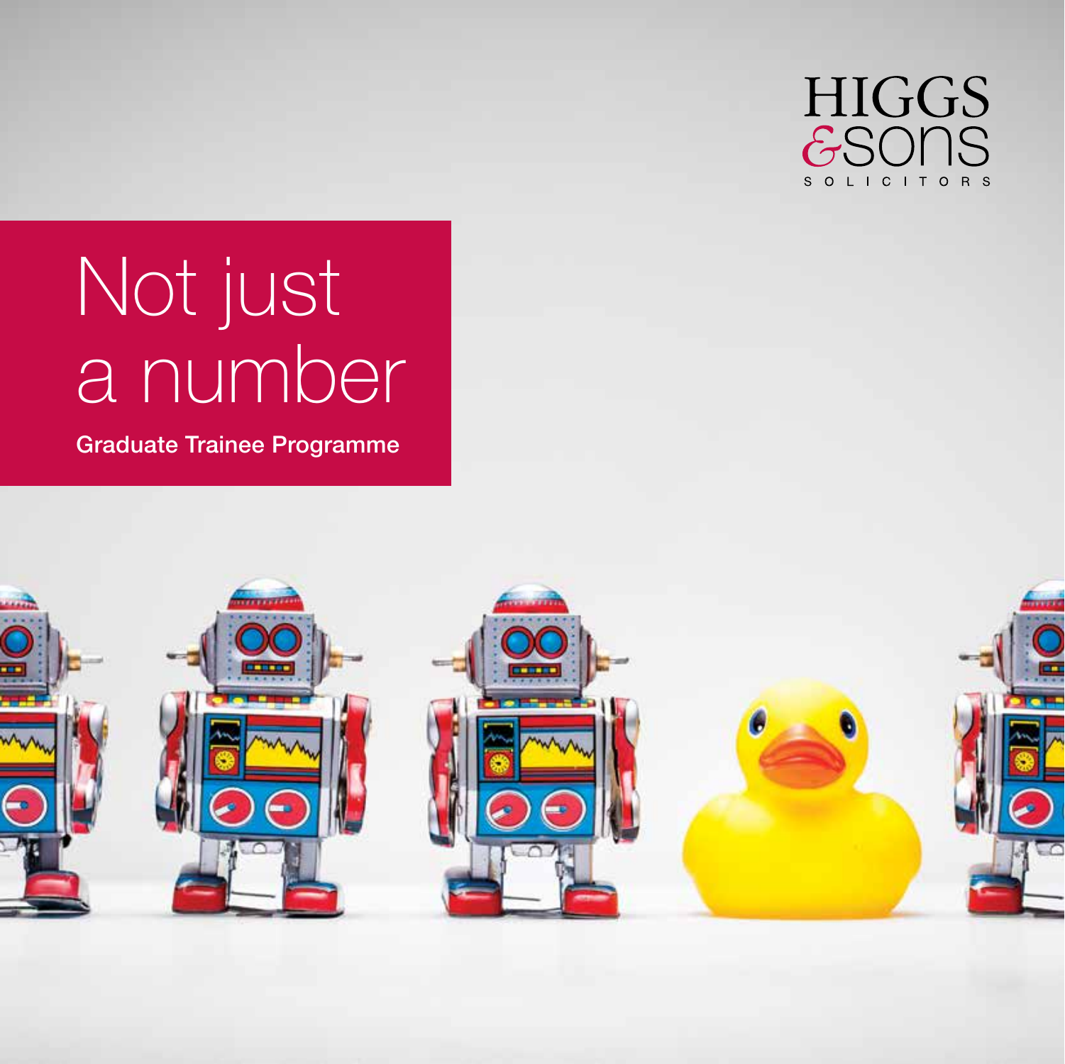HIGGS
&SONS
SOLICITORS

# Not just a number

**Graduate Trainee Programme**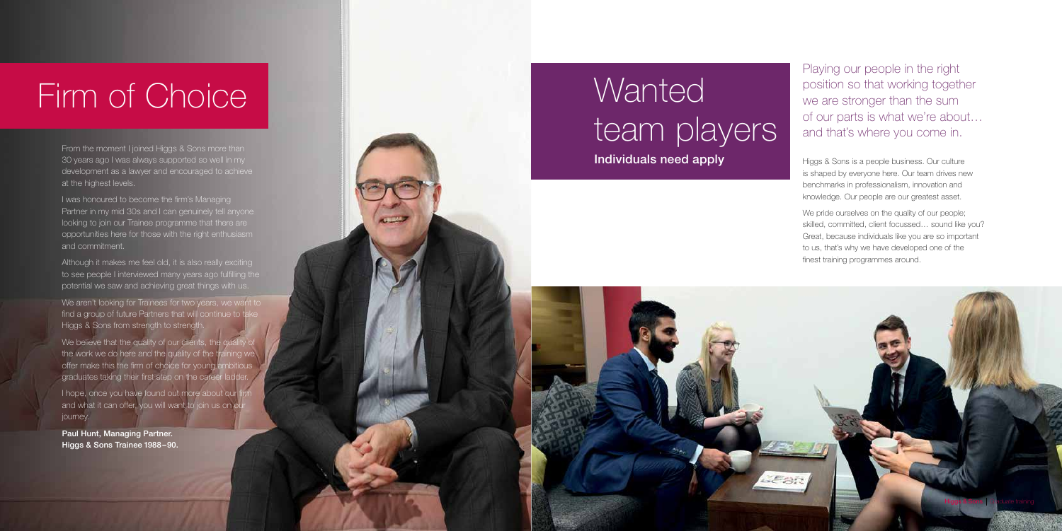# Firm of Choice

From the moment I joined Higgs & Sons more than 30 years ago I was always supported so well in my development as a lawyer and encouraged to achieve at the highest levels.

I was honoured to become the firm's Managing Partner in my mid 30s and I can genuinely tell anyone looking to join our Trainee programme that there are opportunities here for those with the right enthusiasm and commitment.

Although it makes me feel old, it is also really exciting to see people I interviewed many years ago fulfilling the potential we saw and achieving great things with us.

We aren't looking for Trainees for two years, we want to find a group of future Partners that will continue to take Higgs & Sons from strength to strength.

We believe that the quality of our clients, the quality of the work we do here and the quality of the training we offer make this the firm of choice for young ambitious graduates taking their first step on the career ladder.

I hope, once you have found out more about our firm and what it can offer, you will want to join us on our journey.

**Paul Hunt, Managing Partner.**
**Higgs & Sons Trainee 1988–90.**

# Wanted team players

**Individuals need apply**

Playing our people in the right position so that working together we are stronger than the sum of our parts is what we're about… and that's where you come in.

Higgs & Sons is a people business. Our culture is shaped by everyone here. Our team drives new benchmarks in professionalism, innovation and knowledge. Our people are our greatest asset.

We pride ourselves on the quality of our people; skilled, committed, client focussed… sound like you? Great, because individuals like you are so important to us, that's why we have developed one of the finest training programmes around.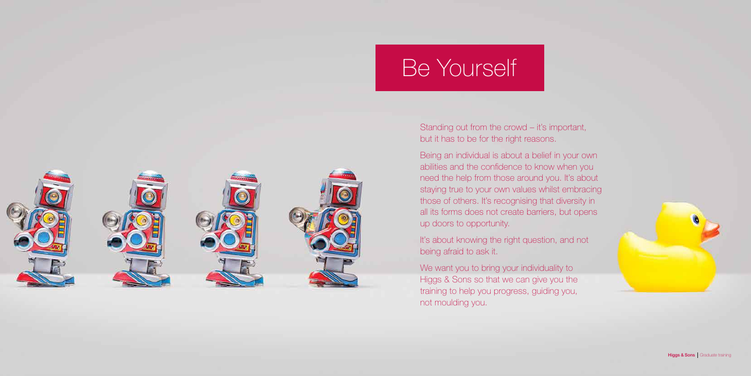# Be Yourself

Standing out from the crowd – it's important, but it has to be for the right reasons.

Being an individual is about a belief in your own abilities and the confidence to know when you need the help from those around you. It's about staying true to your own values whilst embracing those of others. It's recognising that diversity in all its forms does not create barriers, but opens up doors to opportunity.

It's about knowing the right question, and not being afraid to ask it.

We want you to bring your individuality to Higgs & Sons so that we can give you the training to help you progress, guiding you, not moulding you.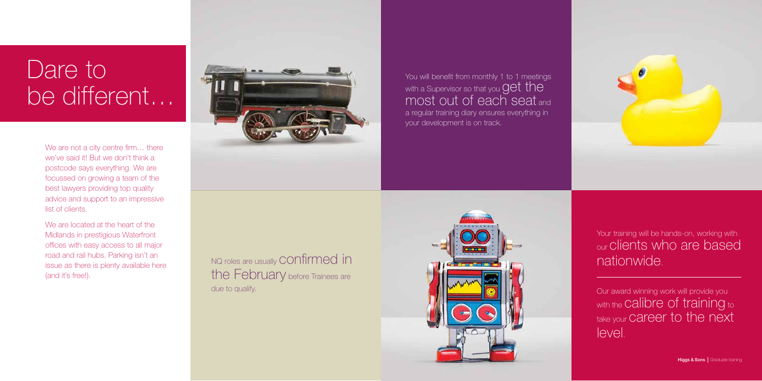# Dare to be different…

We are not a city centre firm… there we've said it! But we don't think a postcode says everything. We are focussed on growing a team of the best lawyers providing top quality advice and support to an impressive list of clients.

We are located at the heart of the Midlands in prestigious Waterfront offices with easy access to all major road and rail hubs. Parking isn't an issue as there is plenty available here (and it's free!).

You will benefit from monthly 1 to 1 meetings with a Supervisor so that you get the most out of each seat and a regular training diary ensures everything in your development is on track.

NQ roles are usually confirmed in the February before Trainees are due to qualify.

Your training will be hands-on, working with our clients who are based nationwide.

Our award winning work will provide you with the calibre of training to take your career to the next level.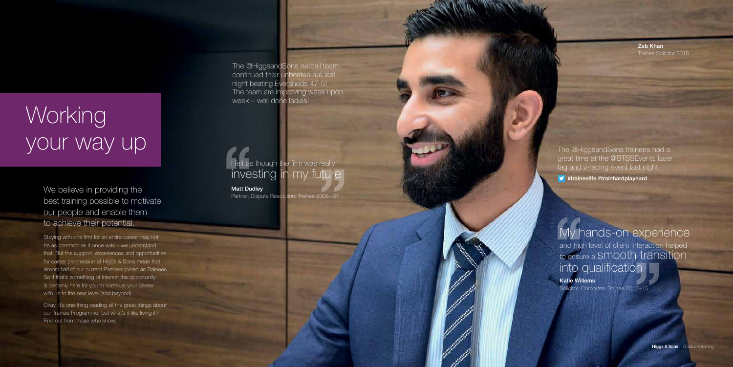# Working your way up

We believe in providing the best training possible to motivate our people and enable them to achieve their potential.

Staying with one firm for an entire career may not be as common as it once was – we understand that. But the support, experiences and opportunities for career progression at Higgs & Sons mean that almost half of our current Partners joined as Trainees. So if that's something of interest the opportunity is certainly here for you to continue your career with us to the next level (and beyond).

Okay, it's one thing reading all the great things about our Trainee Programme, but what's it like living it? Find out from those who know.

The @HiggsandSons netball team continued their unbeaten run last night beating Eversheds 47-5! The team are improving week upon week – well done ladies!

> I felt as though the firm was really investing in my future
>
> **Matt Dudley**
> Partner, Dispute Resolution. Trainee 2005–07

**Zeb Khan**
Trainee Solicitor 2018

The @HiggsandSons trainees had a great time at the @BTSSEvents laser tag and v-racing event last night

**#traineelife #trainhardplayhard**

> My hands-on experience and high level of client interaction helped to ensure a smooth transition into qualification
>
> **Katie Willems**
> Solicitor, Corporate. Trainee 2013–15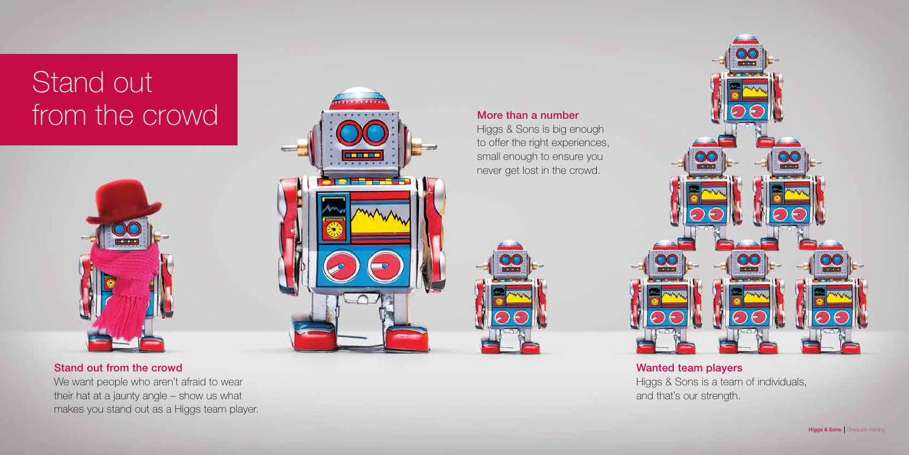# Stand out from the crowd

### More than a number

Higgs & Sons is big enough to offer the right experiences, small enough to ensure you never get lost in the crowd.

### Stand out from the crowd

We want people who aren't afraid to wear their hat at a jaunty angle – show us what makes you stand out as a Higgs team player.

### Wanted team players

Higgs & Sons is a team of individuals, and that's our strength.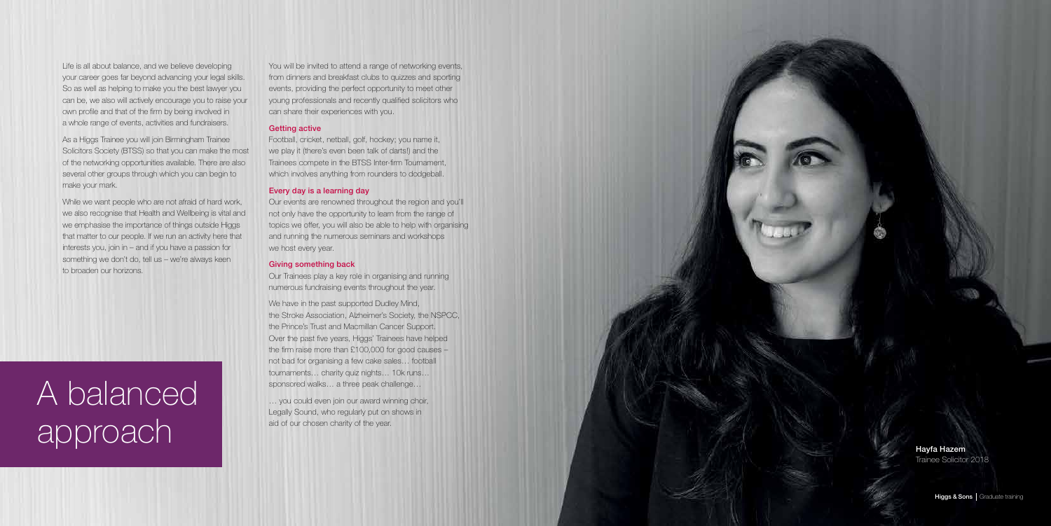# A balanced approach

Life is all about balance, and we believe developing your career goes far beyond advancing your legal skills. So as well as helping to make you the best lawyer you can be, we also will actively encourage you to raise your own profile and that of the firm by being involved in a whole range of events, activities and fundraisers.

As a Higgs Trainee you will join Birmingham Trainee Solicitors Society (BTSS) so that you can make the most of the networking opportunities available. There are also several other groups through which you can begin to make your mark.

While we want people who are not afraid of hard work, we also recognise that Health and Wellbeing is vital and we emphasise the importance of things outside Higgs that matter to our people. If we run an activity here that interests you, join in – and if you have a passion for something we don't do, tell us – we're always keen to broaden our horizons.

You will be invited to attend a range of networking events, from dinners and breakfast clubs to quizzes and sporting events, providing the perfect opportunity to meet other young professionals and recently qualified solicitors who can share their experiences with you.

### Getting active

Football, cricket, netball, golf, hockey; you name it, we play it (there's even been talk of darts!) and the Trainees compete in the BTSS Inter-firm Tournament, which involves anything from rounders to dodgeball.

### Every day is a learning day

Our events are renowned throughout the region and you'll not only have the opportunity to learn from the range of topics we offer, you will also be able to help with organising and running the numerous seminars and workshops we host every year.

### Giving something back

Our Trainees play a key role in organising and running numerous fundraising events throughout the year.

We have in the past supported Dudley Mind, the Stroke Association, Alzheimer's Society, the NSPCC, the Prince's Trust and Macmillan Cancer Support. Over the past five years, Higgs' Trainees have helped the firm raise more than £100,000 for good causes – not bad for organising a few cake sales… football tournaments… charity quiz nights… 10k runs… sponsored walks… a three peak challenge…

… you could even join our award winning choir, Legally Sound, who regularly put on shows in aid of our chosen charity of the year.

**Hayfa Hazem**
Trainee Solicitor 2018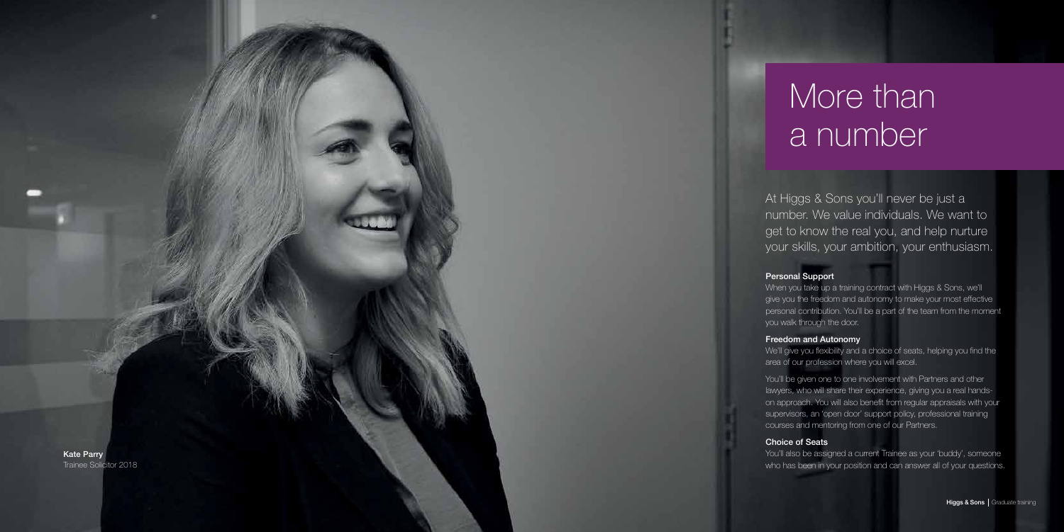# More than a number

At Higgs & Sons you'll never be just a number. We value individuals. We want to get to know the real you, and help nurture your skills, your ambition, your enthusiasm.

**Personal Support**

When you take up a training contract with Higgs & Sons, we'll give you the freedom and autonomy to make your most effective personal contribution. You'll be a part of the team from the moment you walk through the door.

**Freedom and Autonomy**

We'll give you flexibility and a choice of seats, helping you find the area of our profession where you will excel.

You'll be given one to one involvement with Partners and other lawyers, who will share their experience, giving you a real hands-on approach. You will also benefit from regular appraisals with your supervisors, an 'open door' support policy, professional training courses and mentoring from one of our Partners.

**Choice of Seats**

You'll also be assigned a current Trainee as your 'buddy', someone who has been in your position and can answer all of your questions.

**Kate Parry**
Trainee Solicitor 2018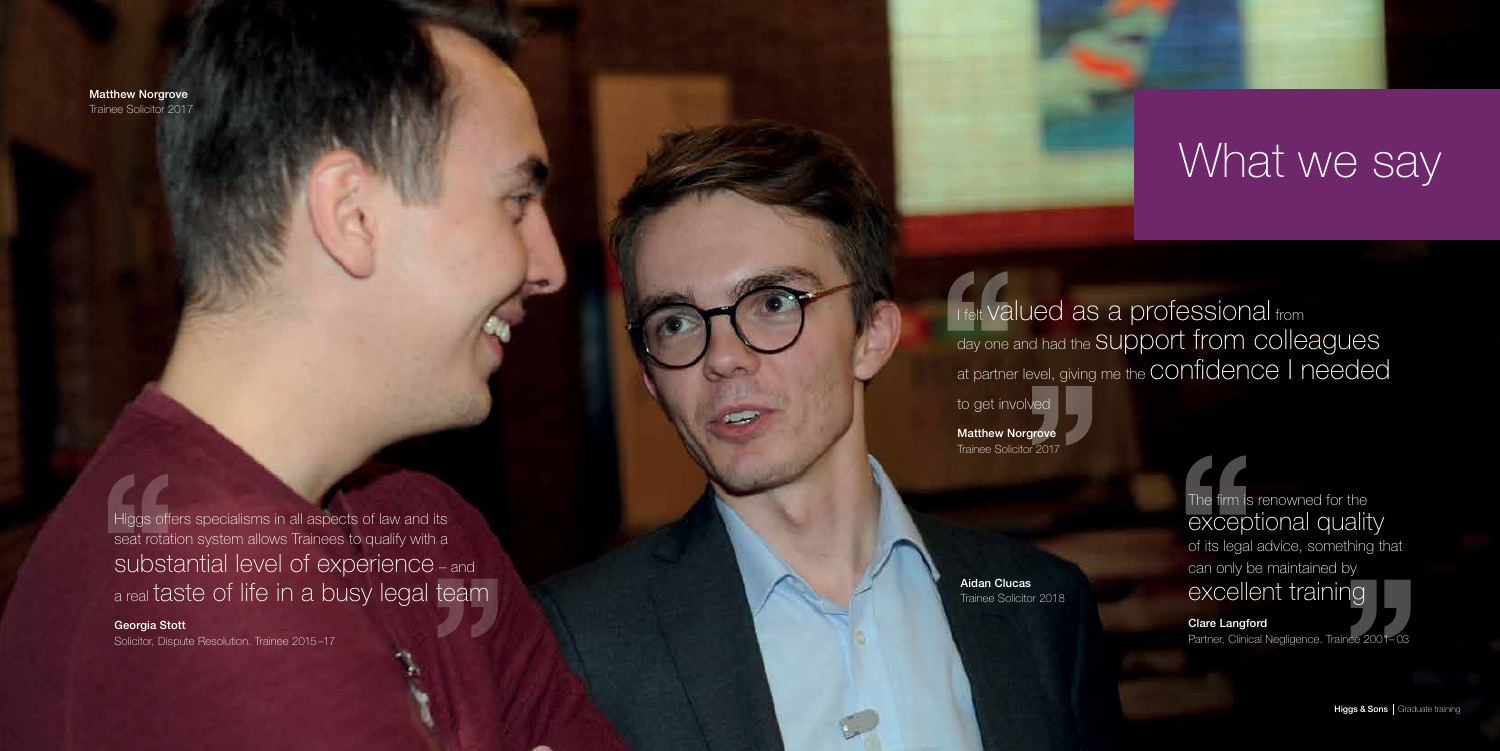# What we say

"I felt valued as a professional from day one and had the support from colleagues at partner level, giving me the confidence I needed to get involved"

**Matthew Norgrove**
Trainee Solicitor 2017

"Higgs offers specialisms in all aspects of law and its seat rotation system allows Trainees to qualify with a substantial level of experience – and a real taste of life in a busy legal team"

**Georgia Stott**
Solicitor, Dispute Resolution. Trainee 2015–17

"The firm is renowned for the exceptional quality of its legal advice, something that can only be maintained by excellent training"

**Clare Langford**
Partner, Clinical Negligence. Trainee 2001–03

**Matthew Norgrove**
Trainee Solicitor 2017

**Aidan Clucas**
Trainee Solicitor 2018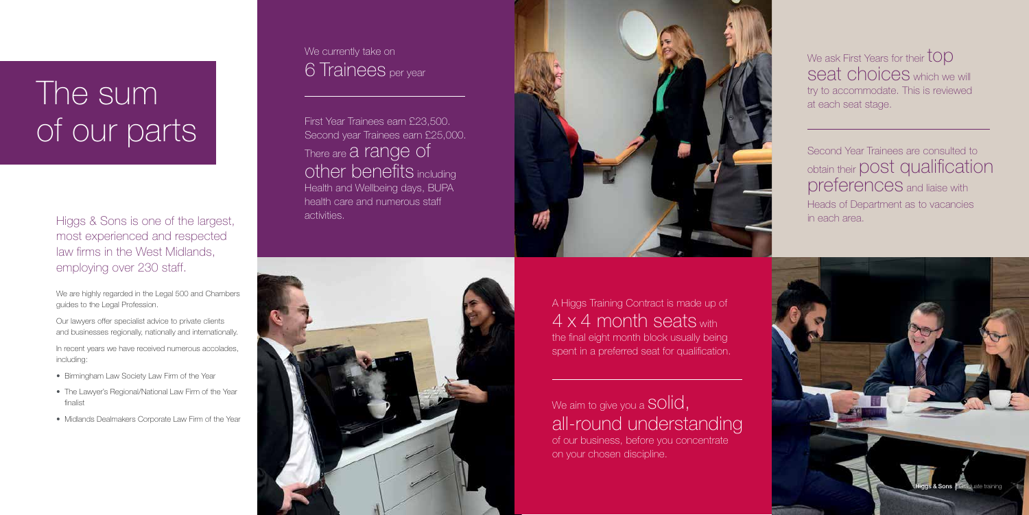# The sum of our parts

Higgs & Sons is one of the largest, most experienced and respected law firms in the West Midlands, employing over 230 staff.

We are highly regarded in the Legal 500 and Chambers guides to the Legal Profession.

Our lawyers offer specialist advice to private clients and businesses regionally, nationally and internationally.

In recent years we have received numerous accolades, including:

- Birmingham Law Society Law Firm of the Year
- The Lawyer's Regional/National Law Firm of the Year finalist
- Midlands Dealmakers Corporate Law Firm of the Year

We currently take on **6 Trainees** per year

First Year Trainees earn £23,500. Second year Trainees earn £25,000. There are **a range of other benefits** including Health and Wellbeing days, BUPA health care and numerous staff activities.

We ask First Years for their **top seat choices** which we will try to accommodate. This is reviewed at each seat stage.

Second Year Trainees are consulted to obtain their **post qualification preferences** and liaise with Heads of Department as to vacancies in each area.

A Higgs Training Contract is made up of **4 x 4 month seats** with the final eight month block usually being spent in a preferred seat for qualification.

We aim to give you a **solid, all-round understanding** of our business, before you concentrate on your chosen discipline.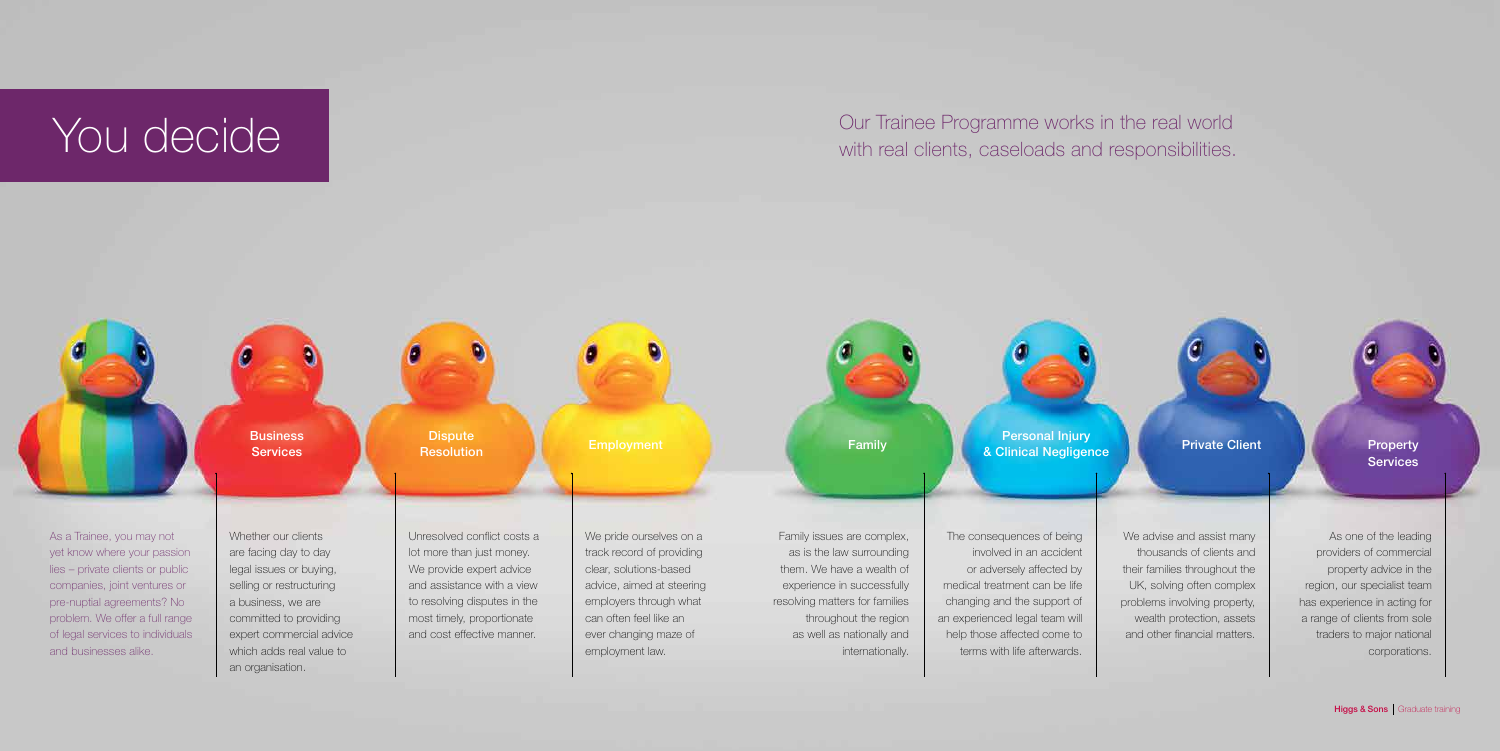# You decide

Our Trainee Programme works in the real world with real clients, caseloads and responsibilities.

As a Trainee, you may not yet know where your passion lies – private clients or public companies, joint ventures or pre-nuptial agreements? No problem. We offer a full range of legal services to individuals and businesses alike.

## Business Services

Whether our clients are facing day to day legal issues or buying, selling or restructuring a business, we are committed to providing expert commercial advice which adds real value to an organisation.

## Dispute Resolution

Unresolved conflict costs a lot more than just money. We provide expert advice and assistance with a view to resolving disputes in the most timely, proportionate and cost effective manner.

## Employment

We pride ourselves on a track record of providing clear, solutions-based advice, aimed at steering employers through what can often feel like an ever changing maze of employment law.

## Family

Family issues are complex, as is the law surrounding them. We have a wealth of experience in successfully resolving matters for families throughout the region as well as nationally and internationally.

## Personal Injury & Clinical Negligence

The consequences of being involved in an accident or adversely affected by medical treatment can be life changing and the support of an experienced legal team will help those affected come to terms with life afterwards.

## Private Client

We advise and assist many thousands of clients and their families throughout the UK, solving often complex problems involving property, wealth protection, assets and other financial matters.

## Property Services

As one of the leading providers of commercial property advice in the region, our specialist team has experience in acting for a range of clients from sole traders to major national corporations.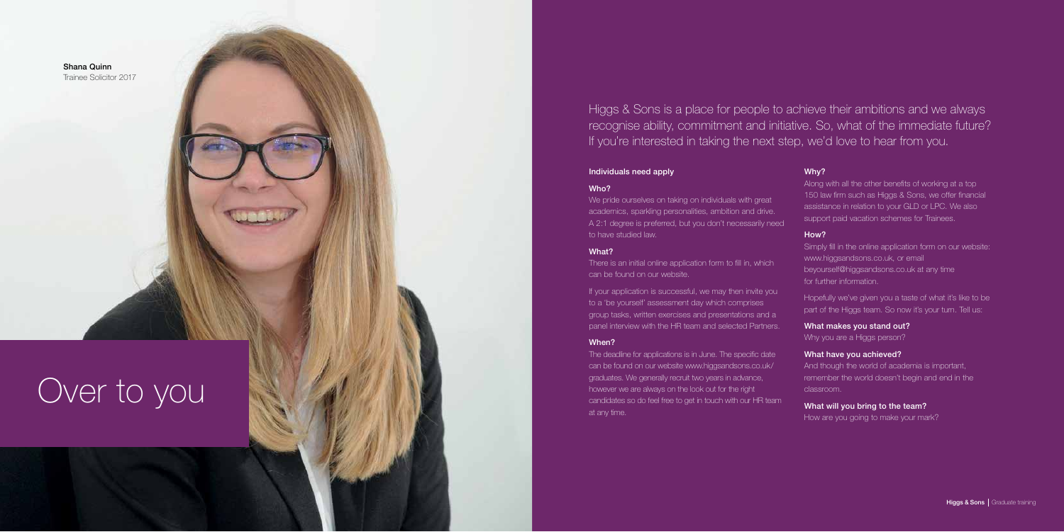**Shana Quinn**
Trainee Solicitor 2017

# Over to you

Higgs & Sons is a place for people to achieve their ambitions and we always recognise ability, commitment and initiative. So, what of the immediate future? If you're interested in taking the next step, we'd love to hear from you.

## Individuals need apply

### Who?

We pride ourselves on taking on individuals with great academics, sparkling personalities, ambition and drive. A 2:1 degree is preferred, but you don't necessarily need to have studied law.

### What?

There is an initial online application form to fill in, which can be found on our website.

If your application is successful, we may then invite you to a 'be yourself' assessment day which comprises group tasks, written exercises and presentations and a panel interview with the HR team and selected Partners.

### When?

The deadline for applications is in June. The specific date can be found on our website www.higgsandsons.co.uk/graduates. We generally recruit two years in advance, however we are always on the look out for the right candidates so do feel free to get in touch with our HR team at any time.

### Why?

Along with all the other benefits of working at a top 150 law firm such as Higgs & Sons, we offer financial assistance in relation to your GLD or LPC. We also support paid vacation schemes for Trainees.

### How?

Simply fill in the online application form on our website: www.higgsandsons.co.uk, or email beyourself@higgsandsons.co.uk at any time for further information.

Hopefully we've given you a taste of what it's like to be part of the Higgs team. So now it's your turn. Tell us:

**What makes you stand out?**
Why you are a Higgs person?

**What have you achieved?**
And though the world of academia is important, remember the world doesn't begin and end in the classroom.

**What will you bring to the team?**
How are you going to make your mark?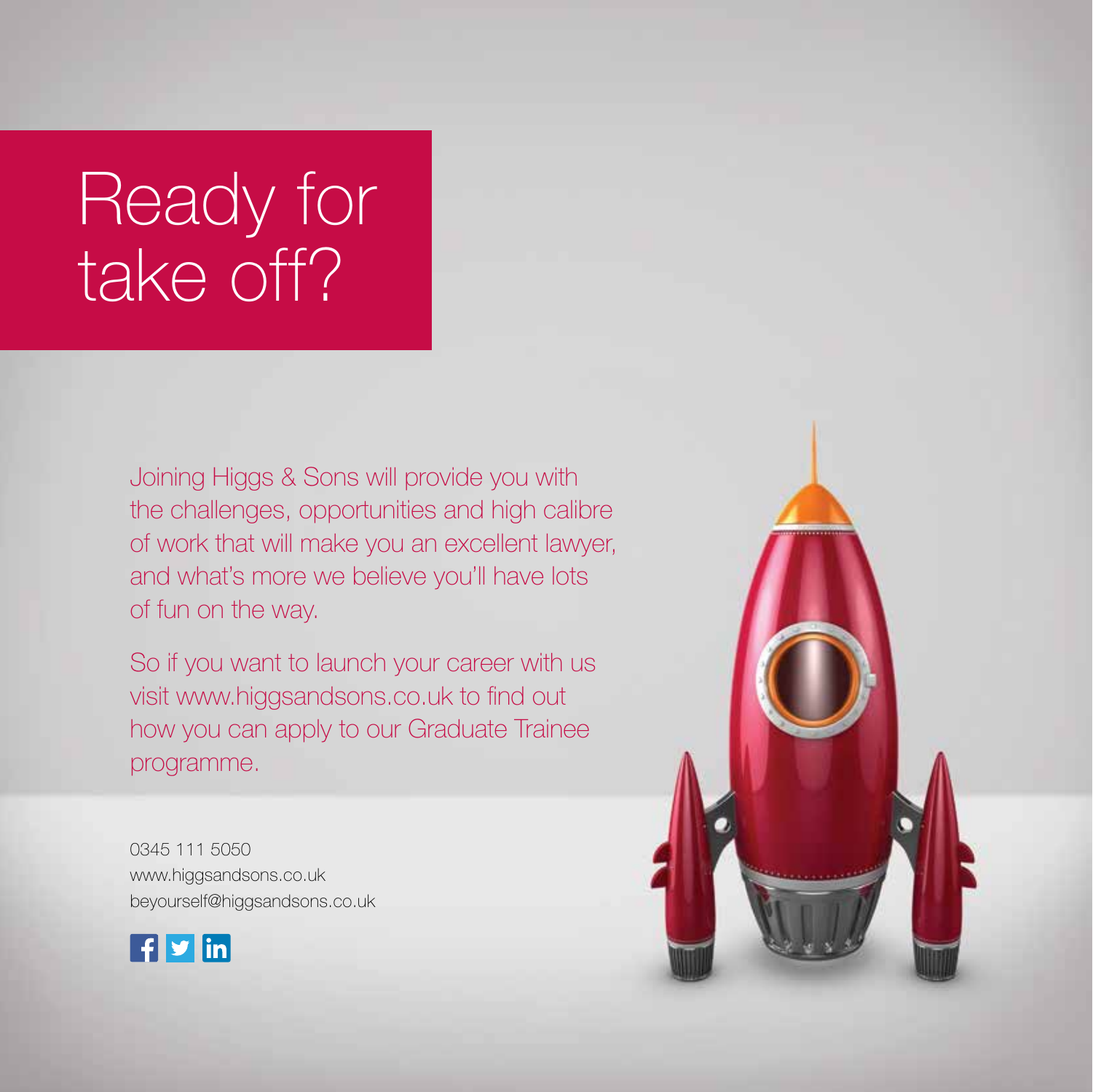# Ready for take off?

Joining Higgs & Sons will provide you with the challenges, opportunities and high calibre of work that will make you an excellent lawyer, and what's more we believe you'll have lots of fun on the way.

So if you want to launch your career with us visit www.higgsandsons.co.uk to find out how you can apply to our Graduate Trainee programme.

0345 111 5050
www.higgsandsons.co.uk
beyourself@higgsandsons.co.uk